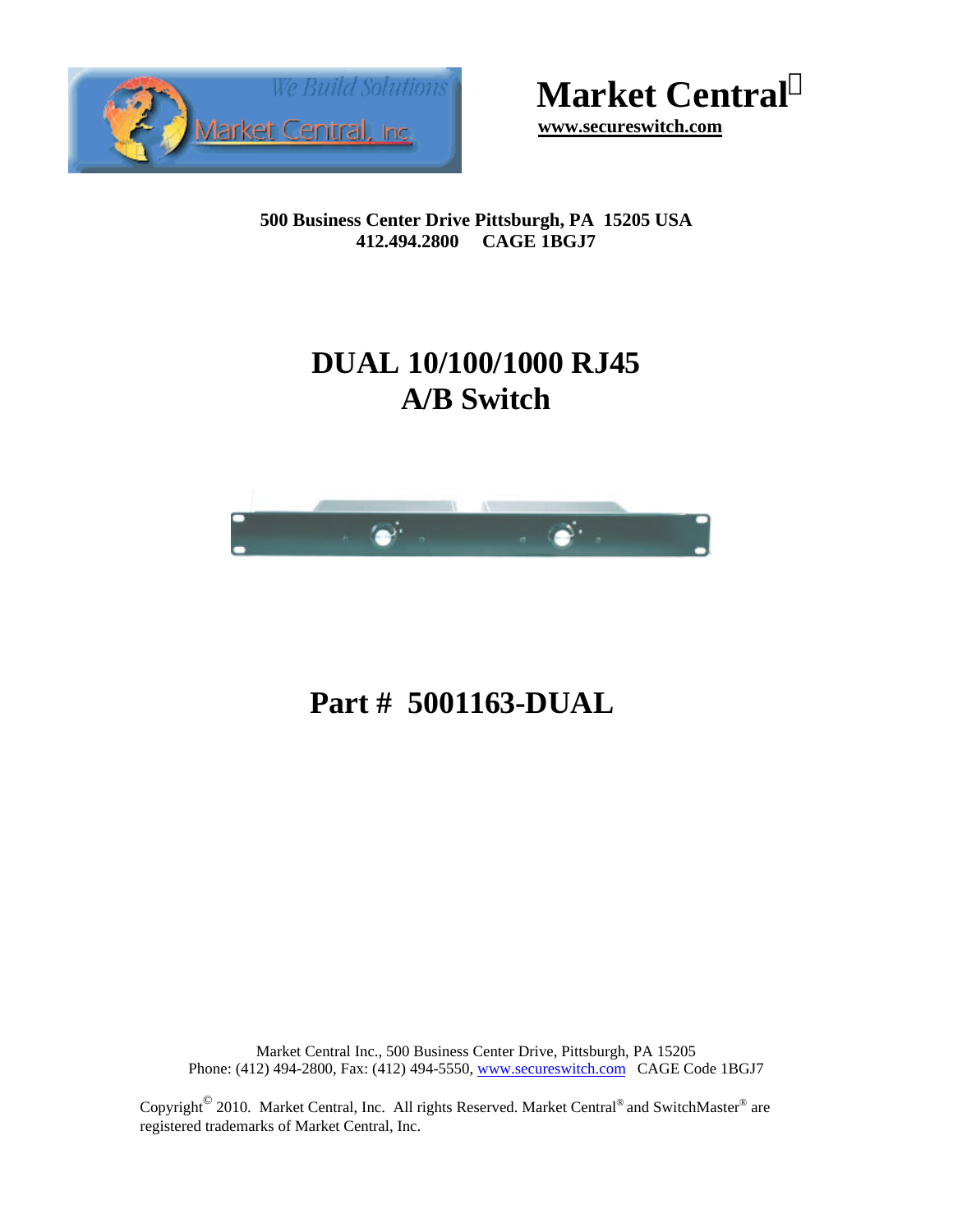Market Central Inc
We Build Solutions

# Market Central

www.secureswitch.com

**500 Business Center Drive Pittsburgh, PA 15205 USA**
**412.494.2800 CAGE 1BGJ7**

# DUAL 10/100/1000 RJ45
# A/B Switch

## Part # 5001163-DUAL

Market Central Inc., 500 Business Center Drive, Pittsburgh, PA 15205
Phone: (412) 494-2800, Fax: (412) 494-5550, www.secureswitch.com CAGE Code 1BGJ7

Copyright© 2010. Market Central, Inc. All rights Reserved. Market Central® and SwitchMaster® are registered trademarks of Market Central, Inc.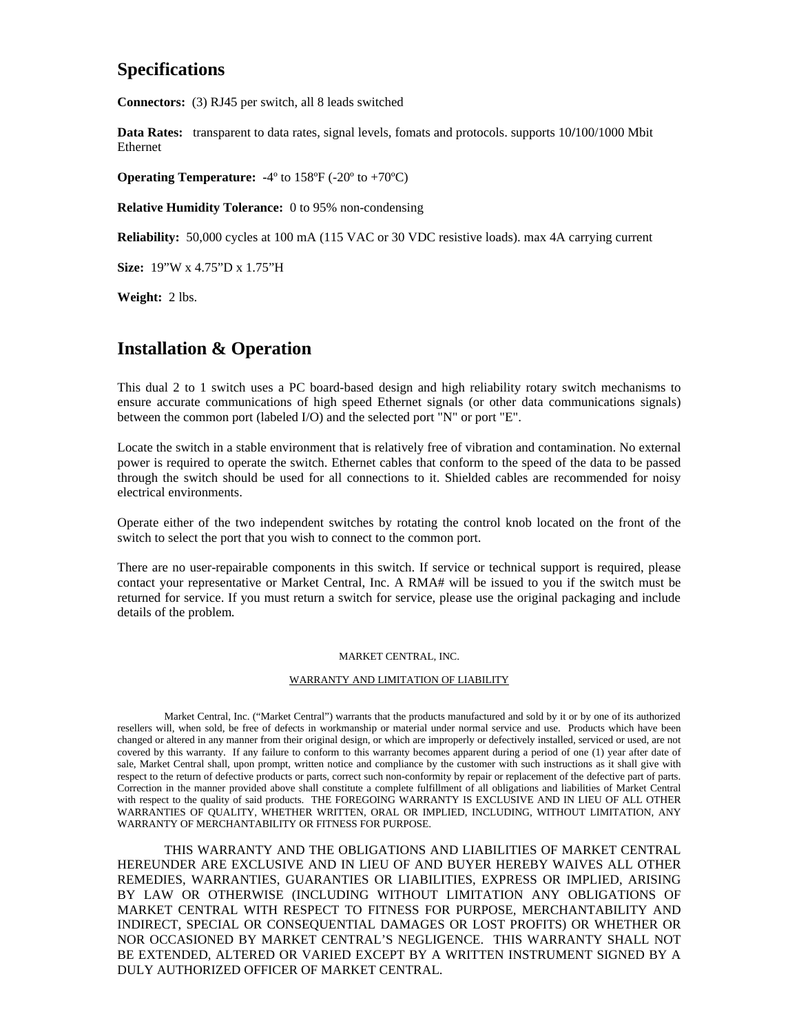## Specifications

**Connectors:** (3) RJ45 per switch, all 8 leads switched

**Data Rates:** transparent to data rates, signal levels, fomats and protocols. supports 10/100/1000 Mbit Ethernet

**Operating Temperature:** -4º to 158ºF (-20º to +70ºC)

**Relative Humidity Tolerance:** 0 to 95% non-condensing

**Reliability:** 50,000 cycles at 100 mA (115 VAC or 30 VDC resistive loads). max 4A carrying current

**Size:** 19"W x 4.75"D x 1.75"H

**Weight:** 2 lbs.

## Installation & Operation

This dual 2 to 1 switch uses a PC board-based design and high reliability rotary switch mechanisms to ensure accurate communications of high speed Ethernet signals (or other data communications signals) between the common port (labeled I/O) and the selected port "N" or port "E".

Locate the switch in a stable environment that is relatively free of vibration and contamination. No external power is required to operate the switch. Ethernet cables that conform to the speed of the data to be passed through the switch should be used for all connections to it. Shielded cables are recommended for noisy electrical environments.

Operate either of the two independent switches by rotating the control knob located on the front of the switch to select the port that you wish to connect to the common port.

There are no user-repairable components in this switch. If service or technical support is required, please contact your representative or Market Central, Inc. A RMA# will be issued to you if the switch must be returned for service. If you must return a switch for service, please use the original packaging and include details of the problem.

MARKET CENTRAL, INC.

WARRANTY AND LIMITATION OF LIABILITY

Market Central, Inc. ("Market Central") warrants that the products manufactured and sold by it or by one of its authorized resellers will, when sold, be free of defects in workmanship or material under normal service and use. Products which have been changed or altered in any manner from their original design, or which are improperly or defectively installed, serviced or used, are not covered by this warranty. If any failure to conform to this warranty becomes apparent during a period of one (1) year after date of sale, Market Central shall, upon prompt, written notice and compliance by the customer with such instructions as it shall give with respect to the return of defective products or parts, correct such non-conformity by repair or replacement of the defective part of parts. Correction in the manner provided above shall constitute a complete fulfillment of all obligations and liabilities of Market Central with respect to the quality of said products. THE FOREGOING WARRANTY IS EXCLUSIVE AND IN LIEU OF ALL OTHER WARRANTIES OF QUALITY, WHETHER WRITTEN, ORAL OR IMPLIED, INCLUDING, WITHOUT LIMITATION, ANY WARRANTY OF MERCHANTABILITY OR FITNESS FOR PURPOSE.

THIS WARRANTY AND THE OBLIGATIONS AND LIABILITIES OF MARKET CENTRAL HEREUNDER ARE EXCLUSIVE AND IN LIEU OF AND BUYER HEREBY WAIVES ALL OTHER REMEDIES, WARRANTIES, GUARANTIES OR LIABILITIES, EXPRESS OR IMPLIED, ARISING BY LAW OR OTHERWISE (INCLUDING WITHOUT LIMITATION ANY OBLIGATIONS OF MARKET CENTRAL WITH RESPECT TO FITNESS FOR PURPOSE, MERCHANTABILITY AND INDIRECT, SPECIAL OR CONSEQUENTIAL DAMAGES OR LOST PROFITS) OR WHETHER OR NOR OCCASIONED BY MARKET CENTRAL'S NEGLIGENCE. THIS WARRANTY SHALL NOT BE EXTENDED, ALTERED OR VARIED EXCEPT BY A WRITTEN INSTRUMENT SIGNED BY A DULY AUTHORIZED OFFICER OF MARKET CENTRAL.